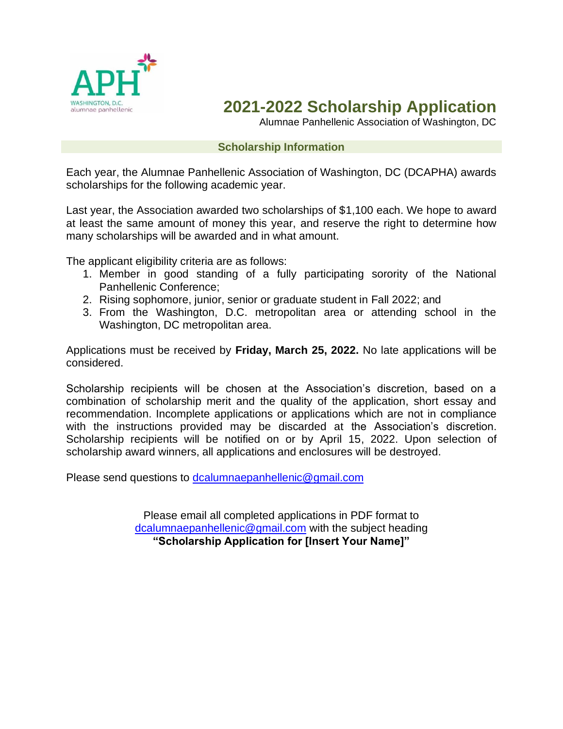APH

WASHINGTON, D.C.
alumnae panhellenic

# 2021-2022 Scholarship Application

Alumnae Panhellenic Association of Washington, DC

## Scholarship Information

Each year, the Alumnae Panhellenic Association of Washington, DC (DCAPHA) awards scholarships for the following academic year.

Last year, the Association awarded two scholarships of $1,100 each. We hope to award at least the same amount of money this year, and reserve the right to determine how many scholarships will be awarded and in what amount.

The applicant eligibility criteria are as follows:

1. Member in good standing of a fully participating sorority of the National Panhellenic Conference;
2. Rising sophomore, junior, senior or graduate student in Fall 2022; and
3. From the Washington, D.C. metropolitan area or attending school in the Washington, DC metropolitan area.

Applications must be received by **Friday, March 25, 2022.** No late applications will be considered.

Scholarship recipients will be chosen at the Association's discretion, based on a combination of scholarship merit and the quality of the application, short essay and recommendation. Incomplete applications or applications which are not in compliance with the instructions provided may be discarded at the Association's discretion. Scholarship recipients will be notified on or by April 15, 2022. Upon selection of scholarship award winners, all applications and enclosures will be destroyed.

Please send questions to dcalumnaepanhellenic@gmail.com

Please email all completed applications in PDF format to dcalumnaepanhellenic@gmail.com with the subject heading **"Scholarship Application for [Insert Your Name]"**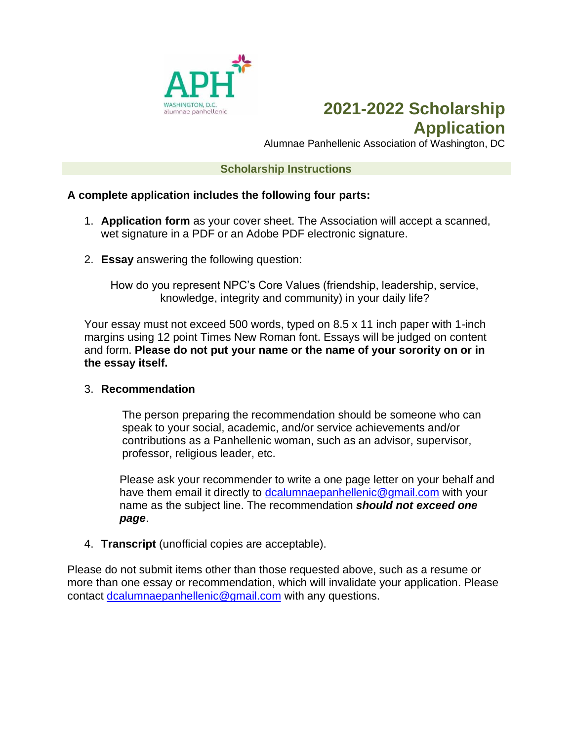APH
WASHINGTON, D.C.
alumnae panhellenic

# 2021-2022 Scholarship Application

Alumnae Panhellenic Association of Washington, DC

## Scholarship Instructions

**A complete application includes the following four parts:**

1. **Application form** as your cover sheet. The Association will accept a scanned, wet signature in a PDF or an Adobe PDF electronic signature.

2. **Essay** answering the following question:

   How do you represent NPC's Core Values (friendship, leadership, service, knowledge, integrity and community) in your daily life?

   Your essay must not exceed 500 words, typed on 8.5 x 11 inch paper with 1-inch margins using 12 point Times New Roman font. Essays will be judged on content and form. **Please do not put your name or the name of your sorority on or in the essay itself.**

3. **Recommendation**

   The person preparing the recommendation should be someone who can speak to your social, academic, and/or service achievements and/or contributions as a Panhellenic woman, such as an advisor, supervisor, professor, religious leader, etc.

   Please ask your recommender to write a one page letter on your behalf and have them email it directly to dcalumnaepanhellenic@gmail.com with your name as the subject line. The recommendation ***should not exceed one page***.

4. **Transcript** (unofficial copies are acceptable).

Please do not submit items other than those requested above, such as a resume or more than one essay or recommendation, which will invalidate your application. Please contact dcalumnaepanhellenic@gmail.com with any questions.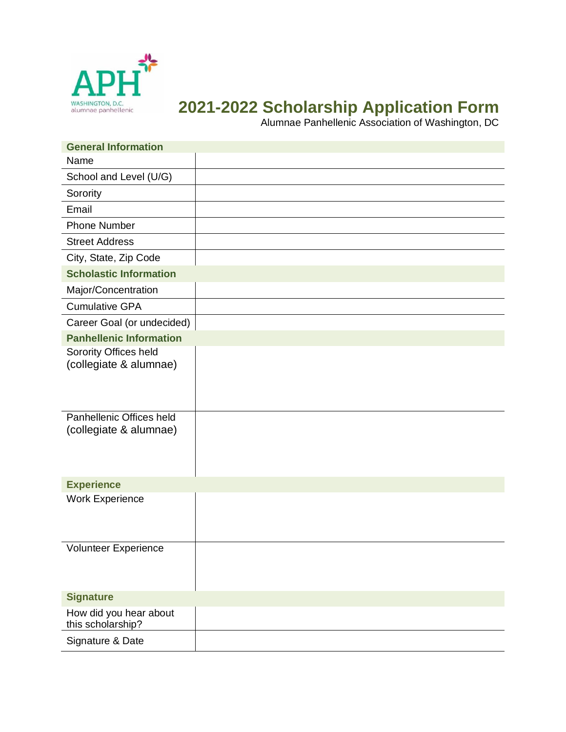APH
WASHINGTON, D.C.
alumnae panhellenic

# 2021-2022 Scholarship Application Form

Alumnae Panhellenic Association of Washington, DC

| | |
|---|---|
| **General Information** | |
| Name | |
| School and Level (U/G) | |
| Sorority | |
| Email | |
| Phone Number | |
| Street Address | |
| City, State, Zip Code | |
| **Scholastic Information** | |
| Major/Concentration | |
| Cumulative GPA | |
| Career Goal (or undecided) | |
| **Panhellenic Information** | |
| Sorority Offices held (collegiate & alumnae) | |
| Panhellenic Offices held (collegiate & alumnae) | |
| **Experience** | |
| Work Experience | |
| Volunteer Experience | |
| **Signature** | |
| How did you hear about this scholarship? | |
| Signature & Date | |